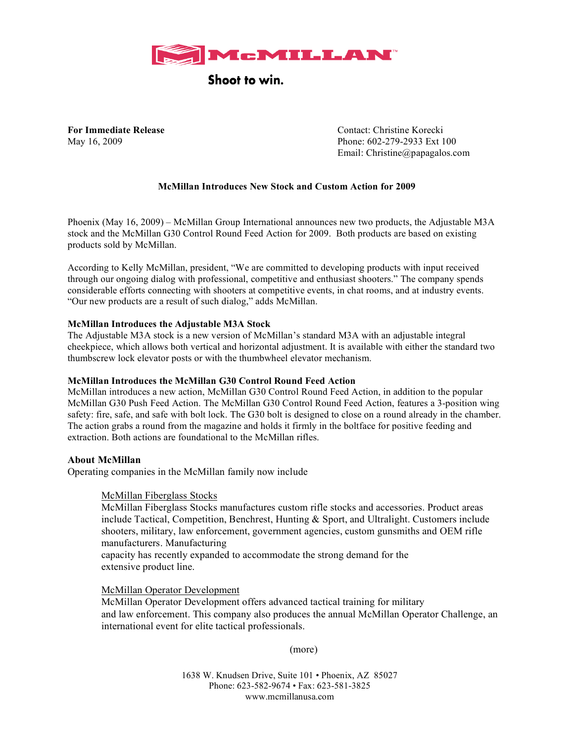# McMILLAN

Shoot to win.

**For Immediate Release**
May 16, 2009

Contact: Christine Korecki
Phone: 602-279-2933 Ext 100
Email: Christine@papagalos.com

## McMillan Introduces New Stock and Custom Action for 2009

Phoenix (May 16, 2009) – McMillan Group International announces new two products, the Adjustable M3A stock and the McMillan G30 Control Round Feed Action for 2009. Both products are based on existing products sold by McMillan.

According to Kelly McMillan, president, "We are committed to developing products with input received through our ongoing dialog with professional, competitive and enthusiast shooters." The company spends considerable efforts connecting with shooters at competitive events, in chat rooms, and at industry events. "Our new products are a result of such dialog," adds McMillan.

### McMillan Introduces the Adjustable M3A Stock

The Adjustable M3A stock is a new version of McMillan's standard M3A with an adjustable integral cheekpiece, which allows both vertical and horizontal adjustment. It is available with either the standard two thumbscrew lock elevator posts or with the thumbwheel elevator mechanism.

### McMillan Introduces the McMillan G30 Control Round Feed Action

McMillan introduces a new action, McMillan G30 Control Round Feed Action, in addition to the popular McMillan G30 Push Feed Action. The McMillan G30 Control Round Feed Action, features a 3-position wing safety: fire, safe, and safe with bolt lock. The G30 bolt is designed to close on a round already in the chamber. The action grabs a round from the magazine and holds it firmly in the boltface for positive feeding and extraction. Both actions are foundational to the McMillan rifles.

### About McMillan

Operating companies in the McMillan family now include

McMillan Fiberglass Stocks
McMillan Fiberglass Stocks manufactures custom rifle stocks and accessories. Product areas include Tactical, Competition, Benchrest, Hunting & Sport, and Ultralight. Customers include shooters, military, law enforcement, government agencies, custom gunsmiths and OEM rifle manufacturers. Manufacturing capacity has recently expanded to accommodate the strong demand for the extensive product line.

McMillan Operator Development
McMillan Operator Development offers advanced tactical training for military and law enforcement. This company also produces the annual McMillan Operator Challenge, an international event for elite tactical professionals.

(more)

1638 W. Knudsen Drive, Suite 101 • Phoenix, AZ 85027
Phone: 623-582-9674 • Fax: 623-581-3825
www.mcmillanusa.com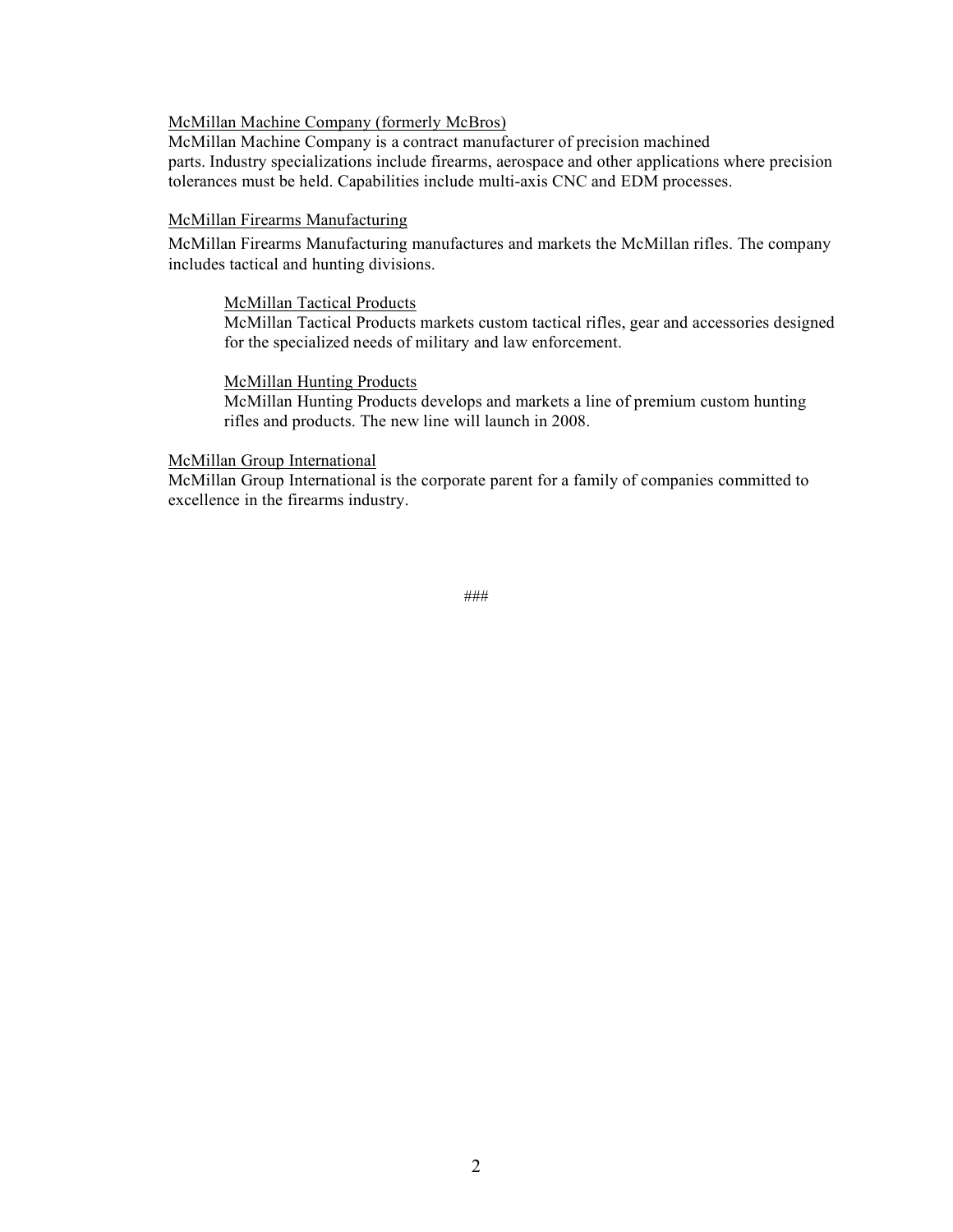McMillan Machine Company (formerly McBros)

McMillan Machine Company is a contract manufacturer of precision machined parts. Industry specializations include firearms, aerospace and other applications where precision tolerances must be held. Capabilities include multi-axis CNC and EDM processes.

McMillan Firearms Manufacturing

McMillan Firearms Manufacturing manufactures and markets the McMillan rifles. The company includes tactical and hunting divisions.

> McMillan Tactical Products
>
> McMillan Tactical Products markets custom tactical rifles, gear and accessories designed for the specialized needs of military and law enforcement.
>
> McMillan Hunting Products
>
> McMillan Hunting Products develops and markets a line of premium custom hunting rifles and products. The new line will launch in 2008.

McMillan Group International

McMillan Group International is the corporate parent for a family of companies committed to excellence in the firearms industry.

###